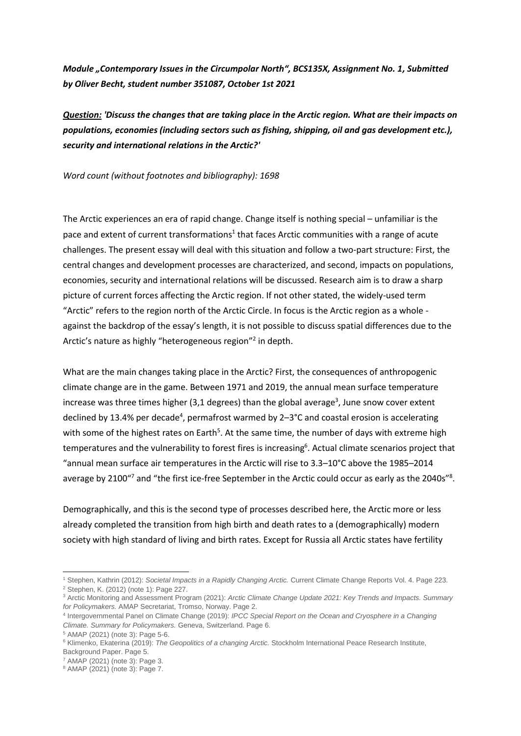***Module „Contemporary Issues in the Circumpolar North", BCS135X, Assignment No. 1, Submitted by Oliver Becht, student number 351087, October 1st 2021***

***Question:** 'Discuss the changes that are taking place in the Arctic region. What are their impacts on populations, economies (including sectors such as fishing, shipping, oil and gas development etc.), security and international relations in the Arctic?'*

*Word count (without footnotes and bibliography): 1698*

The Arctic experiences an era of rapid change. Change itself is nothing special – unfamiliar is the pace and extent of current transformations[1] that faces Arctic communities with a range of acute challenges. The present essay will deal with this situation and follow a two-part structure: First, the central changes and development processes are characterized, and second, impacts on populations, economies, security and international relations will be discussed. Research aim is to draw a sharp picture of current forces affecting the Arctic region. If not other stated, the widely-used term "Arctic" refers to the region north of the Arctic Circle. In focus is the Arctic region as a whole - against the backdrop of the essay's length, it is not possible to discuss spatial differences due to the Arctic's nature as highly "heterogeneous region"[2] in depth.

What are the main changes taking place in the Arctic? First, the consequences of anthropogenic climate change are in the game. Between 1971 and 2019, the annual mean surface temperature increase was three times higher (3,1 degrees) than the global average[3], June snow cover extent declined by 13.4% per decade[4], permafrost warmed by 2–3°C and coastal erosion is accelerating with some of the highest rates on Earth[5]. At the same time, the number of days with extreme high temperatures and the vulnerability to forest fires is increasing[6]. Actual climate scenarios project that "annual mean surface air temperatures in the Arctic will rise to 3.3–10°C above the 1985–2014 average by 2100"[7] and "the first ice-free September in the Arctic could occur as early as the 2040s"[8].

Demographically, and this is the second type of processes described here, the Arctic more or less already completed the transition from high birth and death rates to a (demographically) modern society with high standard of living and birth rates. Except for Russia all Arctic states have fertility

---

[1] Stephen, Kathrin (2012): *Societal Impacts in a Rapidly Changing Arctic.* Current Climate Change Reports Vol. 4. Page 223.

[2] Stephen, K. (2012) (note 1): Page 227.

[3] Arctic Monitoring and Assessment Program (2021): *Arctic Climate Change Update 2021: Key Trends and Impacts. Summary for Policymakers.* AMAP Secretariat, Tromso, Norway. Page 2.

[4] Intergovernmental Panel on Climate Change (2019): *IPCC Special Report on the Ocean and Cryosphere in a Changing Climate. Summary for Policymakers.* Geneva, Switzerland. Page 6.

[5] AMAP (2021) (note 3): Page 5-6.

[6] Klimenko, Ekaterina (2019): *The Geopolitics of a changing Arctic.* Stockholm International Peace Research Institute, Background Paper. Page 5.

[7] AMAP (2021) (note 3): Page 3.

[8] AMAP (2021) (note 3): Page 7.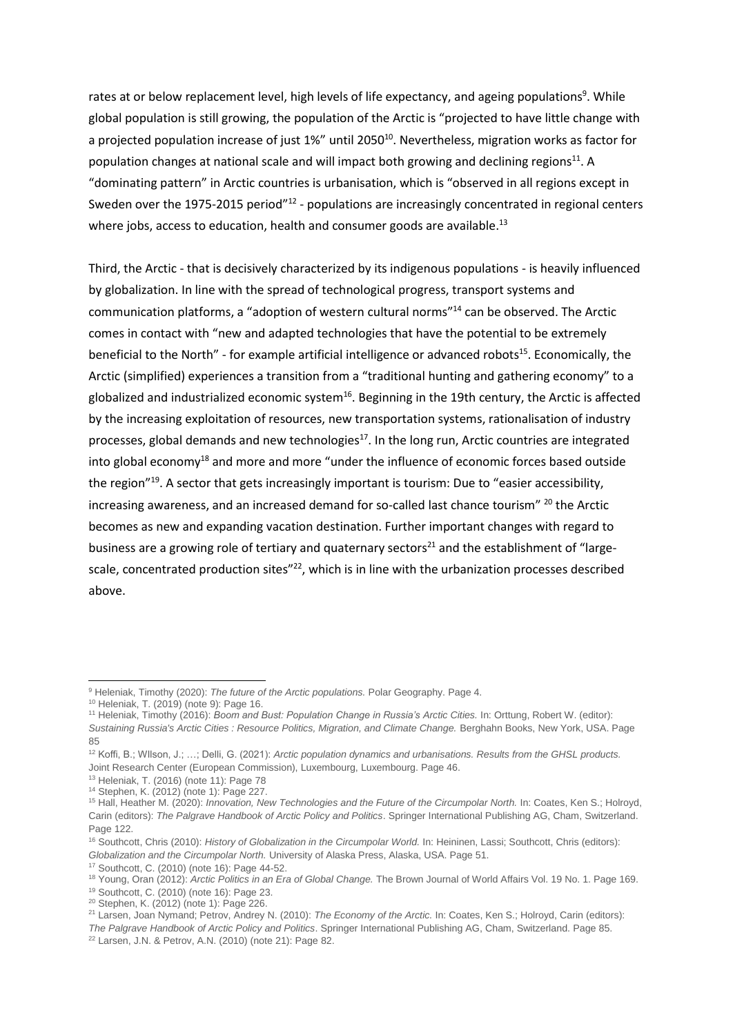rates at or below replacement level, high levels of life expectancy, and ageing populations[9]. While global population is still growing, the population of the Arctic is "projected to have little change with a projected population increase of just 1%" until 2050[10]. Nevertheless, migration works as factor for population changes at national scale and will impact both growing and declining regions[11]. A "dominating pattern" in Arctic countries is urbanisation, which is "observed in all regions except in Sweden over the 1975-2015 period"[12] - populations are increasingly concentrated in regional centers where jobs, access to education, health and consumer goods are available.[13]

Third, the Arctic - that is decisively characterized by its indigenous populations - is heavily influenced by globalization. In line with the spread of technological progress, transport systems and communication platforms, a "adoption of western cultural norms"[14] can be observed. The Arctic comes in contact with "new and adapted technologies that have the potential to be extremely beneficial to the North" - for example artificial intelligence or advanced robots[15]. Economically, the Arctic (simplified) experiences a transition from a "traditional hunting and gathering economy" to a globalized and industrialized economic system[16]. Beginning in the 19th century, the Arctic is affected by the increasing exploitation of resources, new transportation systems, rationalisation of industry processes, global demands and new technologies[17]. In the long run, Arctic countries are integrated into global economy[18] and more and more "under the influence of economic forces based outside the region"[19]. A sector that gets increasingly important is tourism: Due to "easier accessibility, increasing awareness, and an increased demand for so-called last chance tourism" [20] the Arctic becomes as new and expanding vacation destination. Further important changes with regard to business are a growing role of tertiary and quaternary sectors[21] and the establishment of "large-scale, concentrated production sites"[22], which is in line with the urbanization processes described above.

---

[9] Heleniak, Timothy (2020): *The future of the Arctic populations.* Polar Geography. Page 4.

[10] Heleniak, T. (2019) (note 9): Page 16.

[11] Heleniak, Timothy (2016): *Boom and Bust: Population Change in Russia's Arctic Cities.* In: Orttung, Robert W. (editor): *Sustaining Russia's Arctic Cities : Resource Politics, Migration, and Climate Change.* Berghahn Books, New York, USA. Page 85

[12] Koffi, B.; WIlson, J.; …; Delli, G. (2021): *Arctic population dynamics and urbanisations. Results from the GHSL products.* Joint Research Center (European Commission), Luxembourg, Luxembourg. Page 46.

[13] Heleniak, T. (2016) (note 11): Page 78

[14] Stephen, K. (2012) (note 1): Page 227.

[15] Hall, Heather M. (2020): *Innovation, New Technologies and the Future of the Circumpolar North.* In: Coates, Ken S.; Holroyd, Carin (editors): *The Palgrave Handbook of Arctic Policy and Politics*. Springer International Publishing AG, Cham, Switzerland. Page 122.

[16] Southcott, Chris (2010): *History of Globalization in the Circumpolar World.* In: Heininen, Lassi; Southcott, Chris (editors): *Globalization and the Circumpolar North.* University of Alaska Press, Alaska, USA. Page 51.

[17] Southcott, C. (2010) (note 16): Page 44-52.

[18] Young, Oran (2012): *Arctic Politics in an Era of Global Change.* The Brown Journal of World Affairs Vol. 19 No. 1. Page 169.

[19] Southcott, C. (2010) (note 16): Page 23.

[20] Stephen, K. (2012) (note 1): Page 226.

[21] Larsen, Joan Nymand; Petrov, Andrey N. (2010): *The Economy of the Arctic.* In: Coates, Ken S.; Holroyd, Carin (editors): *The Palgrave Handbook of Arctic Policy and Politics*. Springer International Publishing AG, Cham, Switzerland. Page 85.

[22] Larsen, J.N. & Petrov, A.N. (2010) (note 21): Page 82.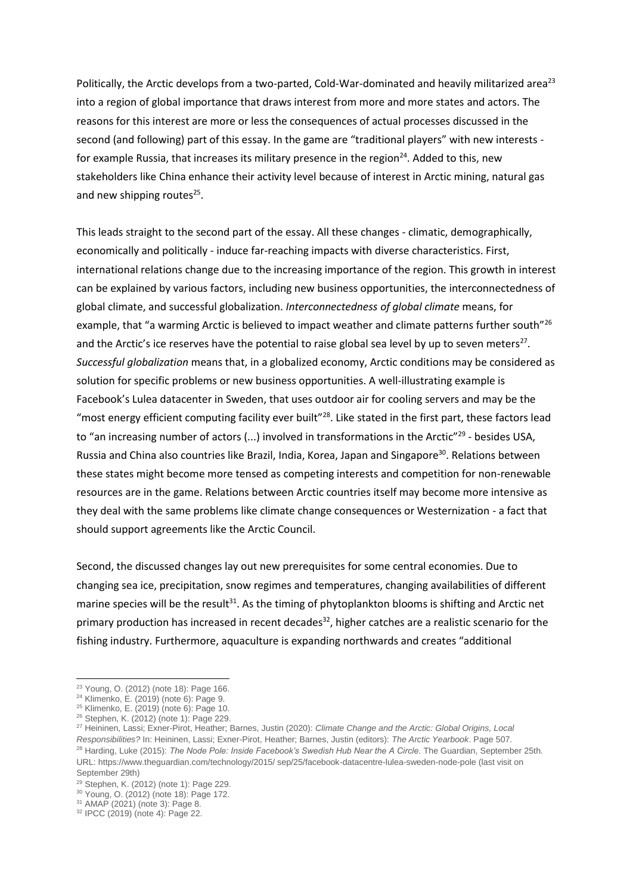Politically, the Arctic develops from a two-parted, Cold-War-dominated and heavily militarized area[23] into a region of global importance that draws interest from more and more states and actors. The reasons for this interest are more or less the consequences of actual processes discussed in the second (and following) part of this essay. In the game are "traditional players" with new interests - for example Russia, that increases its military presence in the region[24]. Added to this, new stakeholders like China enhance their activity level because of interest in Arctic mining, natural gas and new shipping routes[25].

This leads straight to the second part of the essay. All these changes - climatic, demographically, economically and politically - induce far-reaching impacts with diverse characteristics. First, international relations change due to the increasing importance of the region. This growth in interest can be explained by various factors, including new business opportunities, the interconnectedness of global climate, and successful globalization. *Interconnectedness of global climate* means, for example, that "a warming Arctic is believed to impact weather and climate patterns further south"[26] and the Arctic's ice reserves have the potential to raise global sea level by up to seven meters[27]. *Successful globalization* means that, in a globalized economy, Arctic conditions may be considered as solution for specific problems or new business opportunities. A well-illustrating example is Facebook's Lulea datacenter in Sweden, that uses outdoor air for cooling servers and may be the "most energy efficient computing facility ever built"[28]. Like stated in the first part, these factors lead to "an increasing number of actors (...) involved in transformations in the Arctic"[29] - besides USA, Russia and China also countries like Brazil, India, Korea, Japan and Singapore[30]. Relations between these states might become more tensed as competing interests and competition for non-renewable resources are in the game. Relations between Arctic countries itself may become more intensive as they deal with the same problems like climate change consequences or Westernization - a fact that should support agreements like the Arctic Council.

Second, the discussed changes lay out new prerequisites for some central economies. Due to changing sea ice, precipitation, snow regimes and temperatures, changing availabilities of different marine species will be the result[31]. As the timing of phytoplankton blooms is shifting and Arctic net primary production has increased in recent decades[32], higher catches are a realistic scenario for the fishing industry. Furthermore, aquaculture is expanding northwards and creates "additional

---

[23] Young, O. (2012) (note 18): Page 166.
[24] Klimenko, E. (2019) (note 6): Page 9.
[25] Klimenko, E. (2019) (note 6): Page 10.
[26] Stephen, K. (2012) (note 1): Page 229.
[27] Heininen, Lassi; Exner-Pirot, Heather; Barnes, Justin (2020): *Climate Change and the Arctic: Global Origins, Local Responsibilities?* In: Heininen, Lassi; Exner-Pirot, Heather; Barnes, Justin (editors): *The Arctic Yearbook*. Page 507.
[28] Harding, Luke (2015): *The Node Pole: Inside Facebook's Swedish Hub Near the A Circle.* The Guardian, September 25th. URL: https://www.theguardian.com/technology/2015/ sep/25/facebook-datacentre-lulea-sweden-node-pole (last visit on September 29th)
[29] Stephen, K. (2012) (note 1): Page 229.
[30] Young, O. (2012) (note 18): Page 172.
[31] AMAP (2021) (note 3): Page 8.
[32] IPCC (2019) (note 4): Page 22.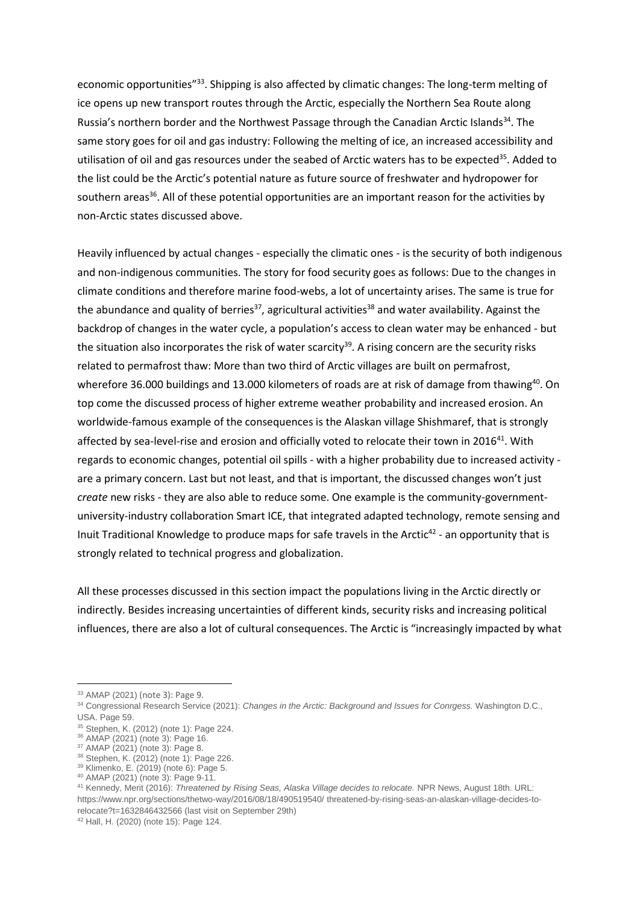economic opportunities"[33]. Shipping is also affected by climatic changes: The long-term melting of ice opens up new transport routes through the Arctic, especially the Northern Sea Route along Russia's northern border and the Northwest Passage through the Canadian Arctic Islands[34]. The same story goes for oil and gas industry: Following the melting of ice, an increased accessibility and utilisation of oil and gas resources under the seabed of Arctic waters has to be expected[35]. Added to the list could be the Arctic's potential nature as future source of freshwater and hydropower for southern areas[36]. All of these potential opportunities are an important reason for the activities by non-Arctic states discussed above.

Heavily influenced by actual changes - especially the climatic ones - is the security of both indigenous and non-indigenous communities. The story for food security goes as follows: Due to the changes in climate conditions and therefore marine food-webs, a lot of uncertainty arises. The same is true for the abundance and quality of berries[37], agricultural activities[38] and water availability. Against the backdrop of changes in the water cycle, a population's access to clean water may be enhanced - but the situation also incorporates the risk of water scarcity[39]. A rising concern are the security risks related to permafrost thaw: More than two third of Arctic villages are built on permafrost, wherefore 36.000 buildings and 13.000 kilometers of roads are at risk of damage from thawing[40]. On top come the discussed process of higher extreme weather probability and increased erosion. An worldwide-famous example of the consequences is the Alaskan village Shishmaref, that is strongly affected by sea-level-rise and erosion and officially voted to relocate their town in 2016[41]. With regards to economic changes, potential oil spills - with a higher probability due to increased activity - are a primary concern. Last but not least, and that is important, the discussed changes won't just *create* new risks - they are also able to reduce some. One example is the community-government-university-industry collaboration Smart ICE, that integrated adapted technology, remote sensing and Inuit Traditional Knowledge to produce maps for safe travels in the Arctic[42] - an opportunity that is strongly related to technical progress and globalization.

All these processes discussed in this section impact the populations living in the Arctic directly or indirectly. Besides increasing uncertainties of different kinds, security risks and increasing political influences, there are also a lot of cultural consequences. The Arctic is "increasingly impacted by what

---

[33] AMAP (2021) (note 3): Page 9.

[34] Congressional Research Service (2021): *Changes in the Arctic: Background and Issues for Conrgess.* Washington D.C., USA. Page 59.

[35] Stephen, K. (2012) (note 1): Page 224.

[36] AMAP (2021) (note 3): Page 16.

[37] AMAP (2021) (note 3): Page 8.

[38] Stephen, K. (2012) (note 1): Page 226.

[39] Klimenko, E. (2019) (note 6): Page 5.

[40] AMAP (2021) (note 3): Page 9-11.

[41] Kennedy, Merit (2016): *Threatened by Rising Seas, Alaska Village decides to relocate.* NPR News, August 18th. URL: https://www.npr.org/sections/thetwo-way/2016/08/18/490519540/ threatened-by-rising-seas-an-alaskan-village-decides-to-relocate?t=1632846432566 (last visit on September 29th)

[42] Hall, H. (2020) (note 15): Page 124.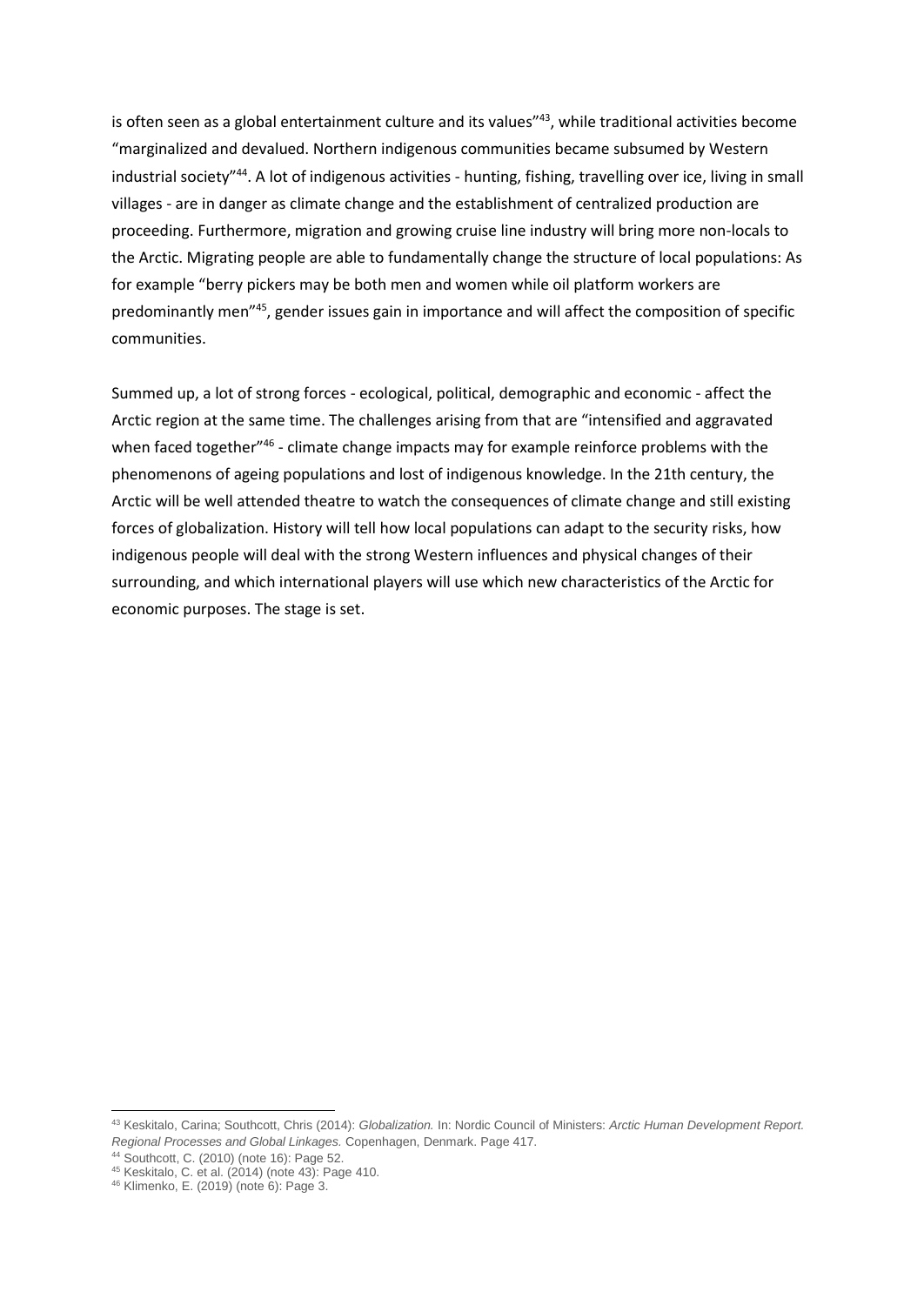is often seen as a global entertainment culture and its values"[43], while traditional activities become "marginalized and devalued. Northern indigenous communities became subsumed by Western industrial society"[44]. A lot of indigenous activities - hunting, fishing, travelling over ice, living in small villages - are in danger as climate change and the establishment of centralized production are proceeding. Furthermore, migration and growing cruise line industry will bring more non-locals to the Arctic. Migrating people are able to fundamentally change the structure of local populations: As for example "berry pickers may be both men and women while oil platform workers are predominantly men"[45], gender issues gain in importance and will affect the composition of specific communities.

Summed up, a lot of strong forces - ecological, political, demographic and economic - affect the Arctic region at the same time. The challenges arising from that are "intensified and aggravated when faced together"[46] - climate change impacts may for example reinforce problems with the phenomenons of ageing populations and lost of indigenous knowledge. In the 21th century, the Arctic will be well attended theatre to watch the consequences of climate change and still existing forces of globalization. History will tell how local populations can adapt to the security risks, how indigenous people will deal with the strong Western influences and physical changes of their surrounding, and which international players will use which new characteristics of the Arctic for economic purposes. The stage is set.

---

[43] Keskitalo, Carina; Southcott, Chris (2014): *Globalization.* In: Nordic Council of Ministers: *Arctic Human Development Report. Regional Processes and Global Linkages.* Copenhagen, Denmark. Page 417.

[44] Southcott, C. (2010) (note 16): Page 52.

[45] Keskitalo, C. et al. (2014) (note 43): Page 410.

[46] Klimenko, E. (2019) (note 6): Page 3.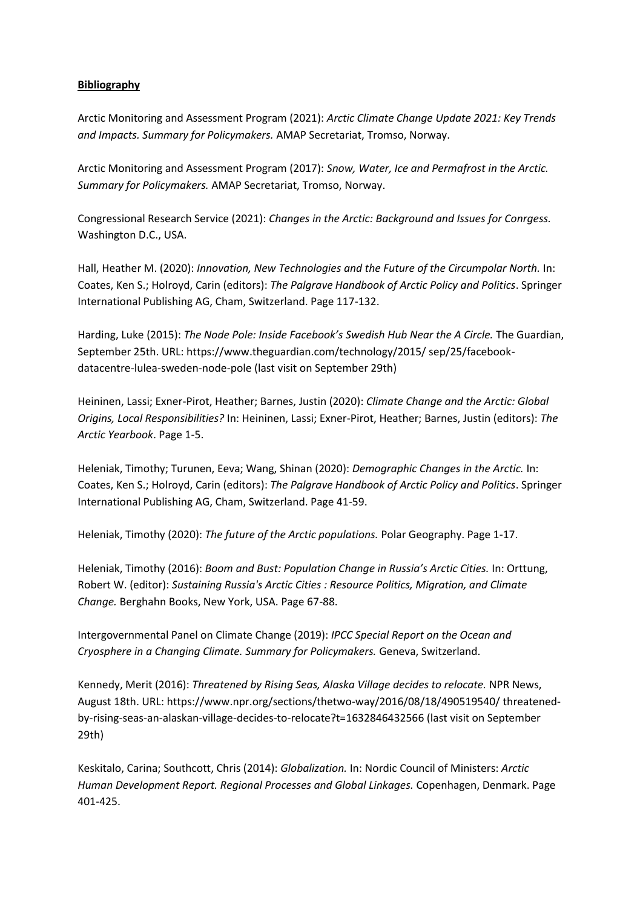**Bibliography**

Arctic Monitoring and Assessment Program (2021): *Arctic Climate Change Update 2021: Key Trends and Impacts. Summary for Policymakers.* AMAP Secretariat, Tromso, Norway.

Arctic Monitoring and Assessment Program (2017): *Snow, Water, Ice and Permafrost in the Arctic. Summary for Policymakers.* AMAP Secretariat, Tromso, Norway.

Congressional Research Service (2021): *Changes in the Arctic: Background and Issues for Conrgess.* Washington D.C., USA.

Hall, Heather M. (2020): *Innovation, New Technologies and the Future of the Circumpolar North.* In: Coates, Ken S.; Holroyd, Carin (editors): *The Palgrave Handbook of Arctic Policy and Politics*. Springer International Publishing AG, Cham, Switzerland. Page 117-132.

Harding, Luke (2015): *The Node Pole: Inside Facebook's Swedish Hub Near the A Circle.* The Guardian, September 25th. URL: https://www.theguardian.com/technology/2015/ sep/25/facebook-datacentre-lulea-sweden-node-pole (last visit on September 29th)

Heininen, Lassi; Exner-Pirot, Heather; Barnes, Justin (2020): *Climate Change and the Arctic: Global Origins, Local Responsibilities?* In: Heininen, Lassi; Exner-Pirot, Heather; Barnes, Justin (editors): *The Arctic Yearbook*. Page 1-5.

Heleniak, Timothy; Turunen, Eeva; Wang, Shinan (2020): *Demographic Changes in the Arctic.* In: Coates, Ken S.; Holroyd, Carin (editors): *The Palgrave Handbook of Arctic Policy and Politics*. Springer International Publishing AG, Cham, Switzerland. Page 41-59.

Heleniak, Timothy (2020): *The future of the Arctic populations.* Polar Geography. Page 1-17.

Heleniak, Timothy (2016): *Boom and Bust: Population Change in Russia's Arctic Cities.* In: Orttung, Robert W. (editor): *Sustaining Russia's Arctic Cities : Resource Politics, Migration, and Climate Change.* Berghahn Books, New York, USA. Page 67-88.

Intergovernmental Panel on Climate Change (2019): *IPCC Special Report on the Ocean and Cryosphere in a Changing Climate. Summary for Policymakers.* Geneva, Switzerland.

Kennedy, Merit (2016): *Threatened by Rising Seas, Alaska Village decides to relocate.* NPR News, August 18th. URL: https://www.npr.org/sections/thetwo-way/2016/08/18/490519540/ threatened-by-rising-seas-an-alaskan-village-decides-to-relocate?t=1632846432566 (last visit on September 29th)

Keskitalo, Carina; Southcott, Chris (2014): *Globalization.* In: Nordic Council of Ministers: *Arctic Human Development Report. Regional Processes and Global Linkages.* Copenhagen, Denmark. Page 401-425.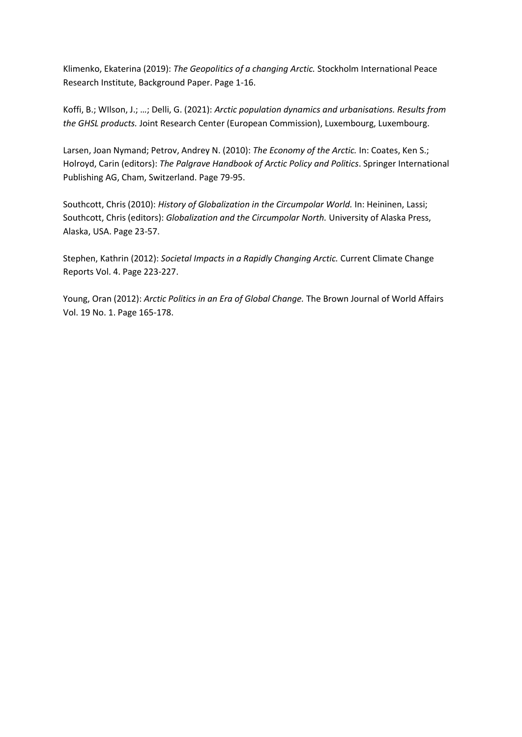Klimenko, Ekaterina (2019): *The Geopolitics of a changing Arctic.* Stockholm International Peace Research Institute, Background Paper. Page 1-16.

Koffi, B.; WIlson, J.; …; Delli, G. (2021): *Arctic population dynamics and urbanisations. Results from the GHSL products.* Joint Research Center (European Commission), Luxembourg, Luxembourg.

Larsen, Joan Nymand; Petrov, Andrey N. (2010): *The Economy of the Arctic.* In: Coates, Ken S.; Holroyd, Carin (editors): *The Palgrave Handbook of Arctic Policy and Politics*. Springer International Publishing AG, Cham, Switzerland. Page 79-95.

Southcott, Chris (2010): *History of Globalization in the Circumpolar World.* In: Heininen, Lassi; Southcott, Chris (editors): *Globalization and the Circumpolar North.* University of Alaska Press, Alaska, USA. Page 23-57.

Stephen, Kathrin (2012): *Societal Impacts in a Rapidly Changing Arctic.* Current Climate Change Reports Vol. 4. Page 223-227.

Young, Oran (2012): *Arctic Politics in an Era of Global Change.* The Brown Journal of World Affairs Vol. 19 No. 1. Page 165-178.